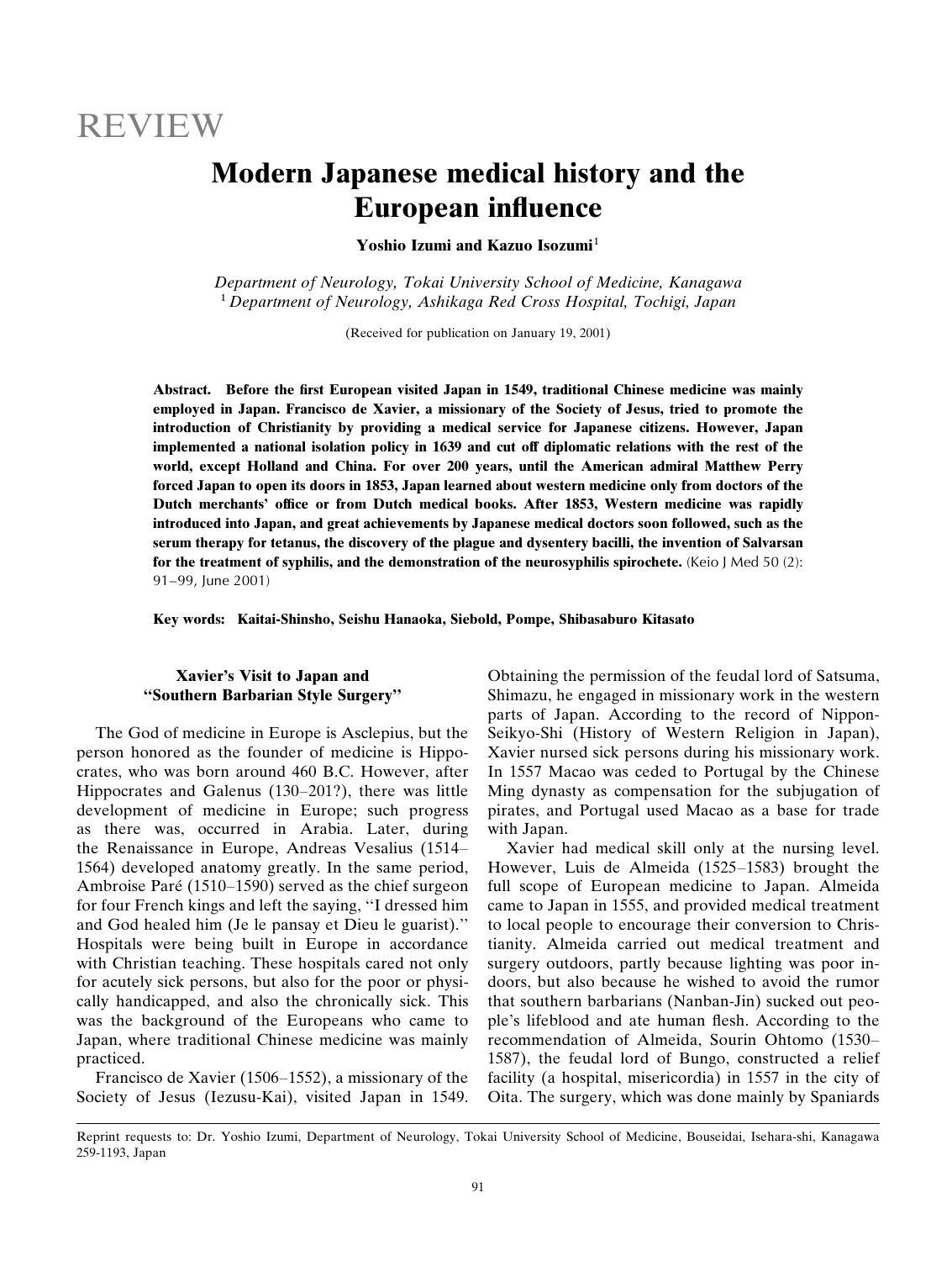REVIEW

# Modern Japanese medical history and the European influence

**Yoshio Izumi and Kazuo Isozumi**[1]

*Department of Neurology, Tokai University School of Medicine, Kanagawa*
[1] *Department of Neurology, Ashikaga Red Cross Hospital, Tochigi, Japan*

(Received for publication on January 19, 2001)

**Abstract. Before the first European visited Japan in 1549, traditional Chinese medicine was mainly employed in Japan. Francisco de Xavier, a missionary of the Society of Jesus, tried to promote the introduction of Christianity by providing a medical service for Japanese citizens. However, Japan implemented a national isolation policy in 1639 and cut off diplomatic relations with the rest of the world, except Holland and China. For over 200 years, until the American admiral Matthew Perry forced Japan to open its doors in 1853, Japan learned about western medicine only from doctors of the Dutch merchants' office or from Dutch medical books. After 1853, Western medicine was rapidly introduced into Japan, and great achievements by Japanese medical doctors soon followed, such as the serum therapy for tetanus, the discovery of the plague and dysentery bacilli, the invention of Salvarsan for the treatment of syphilis, and the demonstration of the neurosyphilis spirochete.** (Keio J Med 50 (2): 91–99, June 2001)

**Key words: Kaitai-Shinsho, Seishu Hanaoka, Siebold, Pompe, Shibasaburo Kitasato**

## Xavier's Visit to Japan and "Southern Barbarian Style Surgery"

The God of medicine in Europe is Asclepius, but the person honored as the founder of medicine is Hippocrates, who was born around 460 B.C. However, after Hippocrates and Galenus (130–201?), there was little development of medicine in Europe; such progress as there was, occurred in Arabia. Later, during the Renaissance in Europe, Andreas Vesalius (1514–1564) developed anatomy greatly. In the same period, Ambroise Paré (1510–1590) served as the chief surgeon for four French kings and left the saying, "I dressed him and God healed him (Je le pansay et Dieu le guarist)." Hospitals were being built in Europe in accordance with Christian teaching. These hospitals cared not only for acutely sick persons, but also for the poor or physically handicapped, and also the chronically sick. This was the background of the Europeans who came to Japan, where traditional Chinese medicine was mainly practiced.

Francisco de Xavier (1506–1552), a missionary of the Society of Jesus (Iezusu-Kai), visited Japan in 1549. Obtaining the permission of the feudal lord of Satsuma, Shimazu, he engaged in missionary work in the western parts of Japan. According to the record of Nippon-Seikyo-Shi (History of Western Religion in Japan), Xavier nursed sick persons during his missionary work. In 1557 Macao was ceded to Portugal by the Chinese Ming dynasty as compensation for the subjugation of pirates, and Portugal used Macao as a base for trade with Japan.

Xavier had medical skill only at the nursing level. However, Luis de Almeida (1525–1583) brought the full scope of European medicine to Japan. Almeida came to Japan in 1555, and provided medical treatment to local people to encourage their conversion to Christianity. Almeida carried out medical treatment and surgery outdoors, partly because lighting was poor indoors, but also because he wished to avoid the rumor that southern barbarians (Nanban-Jin) sucked out people's lifeblood and ate human flesh. According to the recommendation of Almeida, Sourin Ohtomo (1530–1587), the feudal lord of Bungo, constructed a relief facility (a hospital, misericordia) in 1557 in the city of Oita. The surgery, which was done mainly by Spaniards

Reprint requests to: Dr. Yoshio Izumi, Department of Neurology, Tokai University School of Medicine, Bouseidai, Isehara-shi, Kanagawa 259-1193, Japan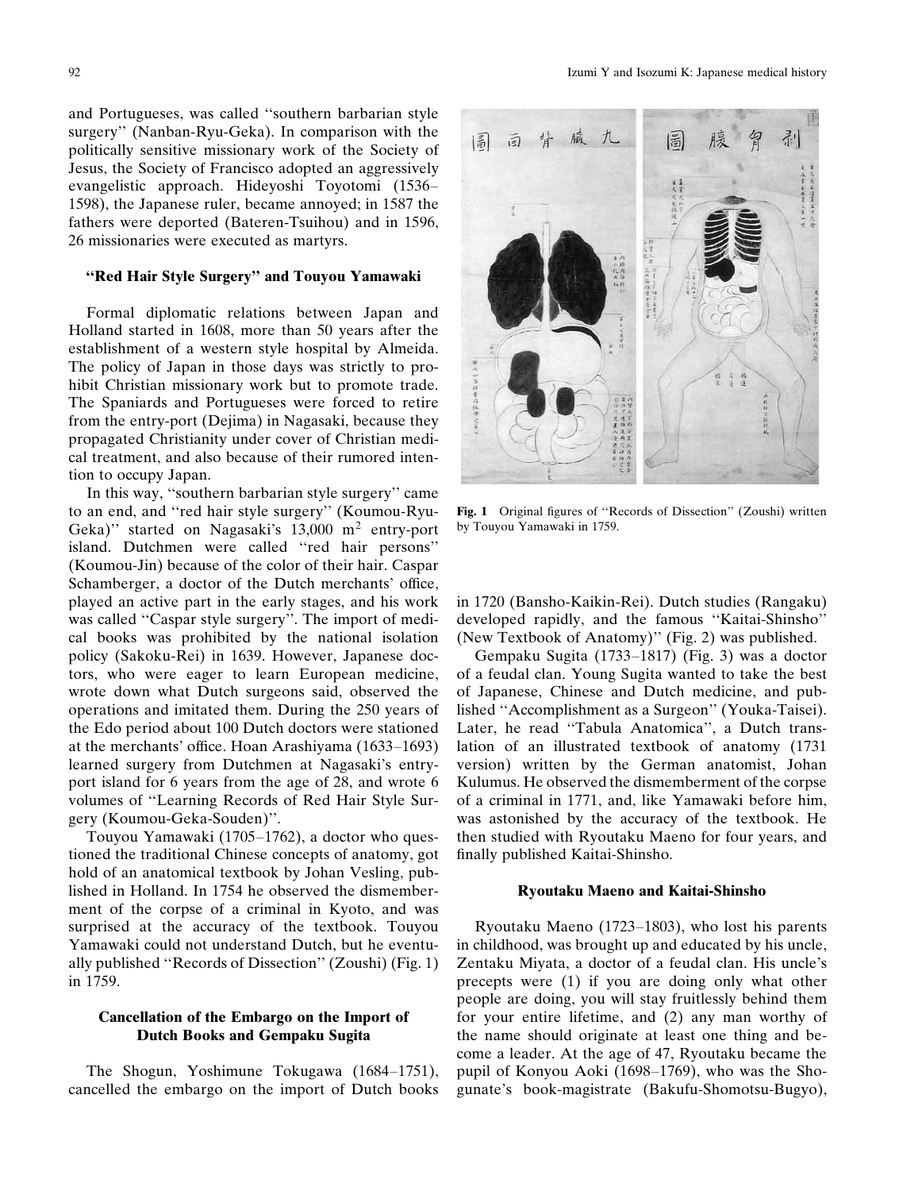and Portugueses, was called ''southern barbarian style surgery'' (Nanban-Ryu-Geka). In comparison with the politically sensitive missionary work of the Society of Jesus, the Society of Francisco adopted an aggressively evangelistic approach. Hideyoshi Toyotomi (1536–1598), the Japanese ruler, became annoyed; in 1587 the fathers were deported (Bateren-Tsuihou) and in 1596, 26 missionaries were executed as martyrs.

## ''Red Hair Style Surgery'' and Touyou Yamawaki

Formal diplomatic relations between Japan and Holland started in 1608, more than 50 years after the establishment of a western style hospital by Almeida. The policy of Japan in those days was strictly to prohibit Christian missionary work but to promote trade. The Spaniards and Portugueses were forced to retire from the entry-port (Dejima) in Nagasaki, because they propagated Christianity under cover of Christian medical treatment, and also because of their rumored intention to occupy Japan.

In this way, ''southern barbarian style surgery'' came to an end, and ''red hair style surgery'' (Koumou-Ryu-Geka)'' started on Nagasaki's 13,000 $m^2$ entry-port island. Dutchmen were called ''red hair persons'' (Koumou-Jin) because of the color of their hair. Caspar Schamberger, a doctor of the Dutch merchants' office, played an active part in the early stages, and his work was called ''Caspar style surgery''. The import of medical books was prohibited by the national isolation policy (Sakoku-Rei) in 1639. However, Japanese doctors, who were eager to learn European medicine, wrote down what Dutch surgeons said, observed the operations and imitated them. During the 250 years of the Edo period about 100 Dutch doctors were stationed at the merchants' office. Hoan Arashiyama (1633–1693) learned surgery from Dutchmen at Nagasaki's entry-port island for 6 years from the age of 28, and wrote 6 volumes of ''Learning Records of Red Hair Style Surgery (Koumou-Geka-Souden)''.

Touyou Yamawaki (1705–1762), a doctor who questioned the traditional Chinese concepts of anatomy, got hold of an anatomical textbook by Johan Vesling, published in Holland. In 1754 he observed the dismemberment of the corpse of a criminal in Kyoto, and was surprised at the accuracy of the textbook. Touyou Yamawaki could not understand Dutch, but he eventually published ''Records of Dissection'' (Zoushi) (Fig. 1) in 1759.

Fig. 1 Original figures of ''Records of Dissection'' (Zoushi) written by Touyou Yamawaki in 1759.

## Cancellation of the Embargo on the Import of Dutch Books and Gempaku Sugita

The Shogun, Yoshimune Tokugawa (1684–1751), cancelled the embargo on the import of Dutch books in 1720 (Bansho-Kaikin-Rei). Dutch studies (Rangaku) developed rapidly, and the famous ''Kaitai-Shinsho'' (New Textbook of Anatomy)'' (Fig. 2) was published.

Gempaku Sugita (1733–1817) (Fig. 3) was a doctor of a feudal clan. Young Sugita wanted to take the best of Japanese, Chinese and Dutch medicine, and published ''Accomplishment as a Surgeon'' (Youka-Taisei). Later, he read ''Tabula Anatomica'', a Dutch translation of an illustrated textbook of anatomy (1731 version) written by the German anatomist, Johan Kulumus. He observed the dismemberment of the corpse of a criminal in 1771, and, like Yamawaki before him, was astonished by the accuracy of the textbook. He then studied with Ryoutaku Maeno for four years, and finally published Kaitai-Shinsho.

## Ryoutaku Maeno and Kaitai-Shinsho

Ryoutaku Maeno (1723–1803), who lost his parents in childhood, was brought up and educated by his uncle, Zentaku Miyata, a doctor of a feudal clan. His uncle's precepts were (1) if you are doing only what other people are doing, you will stay fruitlessly behind them for your entire lifetime, and (2) any man worthy of the name should originate at least one thing and become a leader. At the age of 47, Ryoutaku became the pupil of Konyou Aoki (1698–1769), who was the Shogunate's book-magistrate (Bakufu-Shomotsu-Bugyo),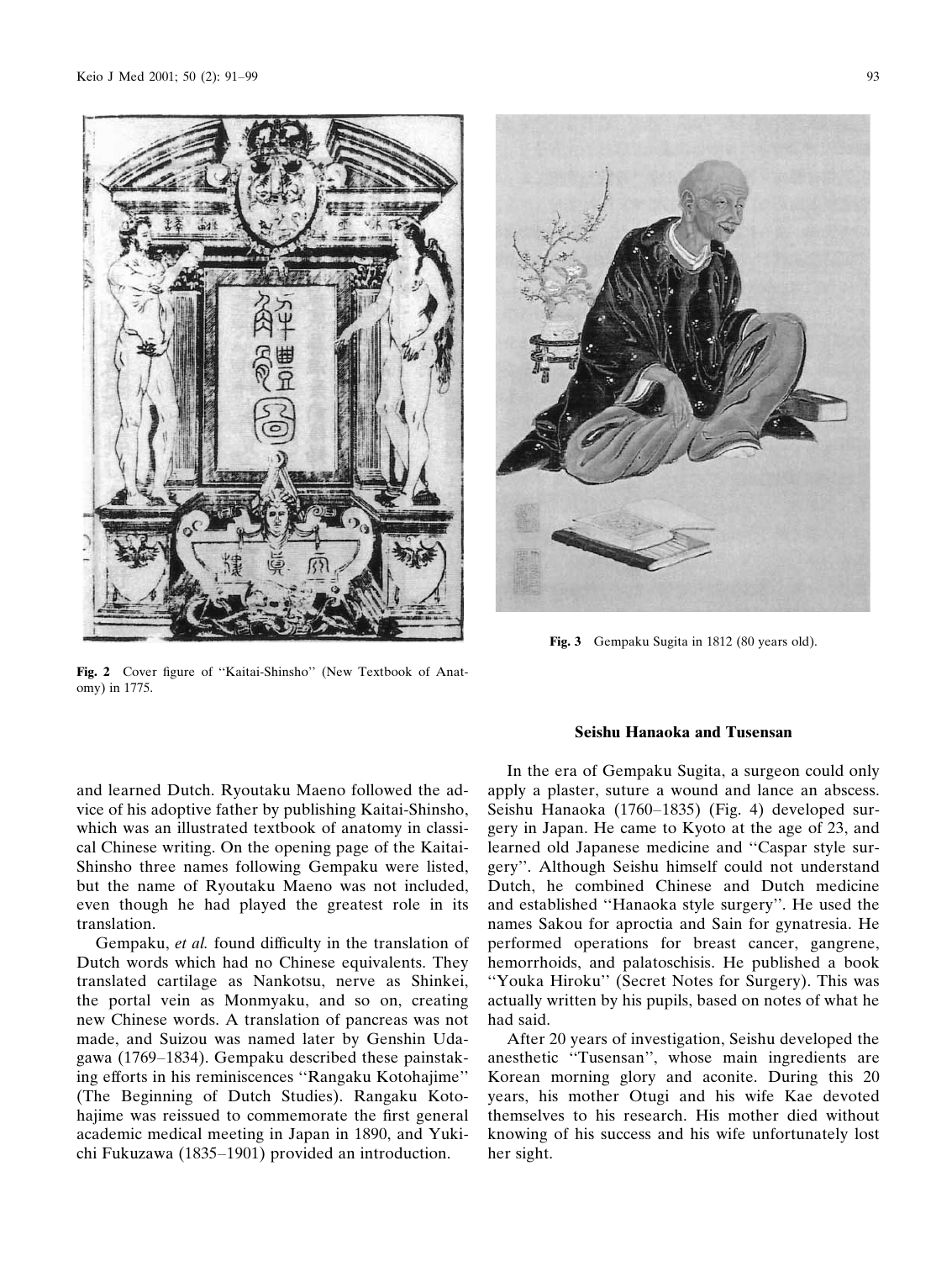Fig. 2 Cover figure of ''Kaitai-Shinsho'' (New Textbook of Anatomy) in 1775.

Fig. 3 Gempaku Sugita in 1812 (80 years old).

and learned Dutch. Ryoutaku Maeno followed the advice of his adoptive father by publishing Kaitai-Shinsho, which was an illustrated textbook of anatomy in classical Chinese writing. On the opening page of the Kaitai-Shinsho three names following Gempaku were listed, but the name of Ryoutaku Maeno was not included, even though he had played the greatest role in its translation.

Gempaku, *et al.* found difficulty in the translation of Dutch words which had no Chinese equivalents. They translated cartilage as Nankotsu, nerve as Shinkei, the portal vein as Monmyaku, and so on, creating new Chinese words. A translation of pancreas was not made, and Suizou was named later by Genshin Udagawa (1769–1834). Gempaku described these painstaking efforts in his reminiscences ''Rangaku Kotohajime'' (The Beginning of Dutch Studies). Rangaku Kotohajime was reissued to commemorate the first general academic medical meeting in Japan in 1890, and Yukichi Fukuzawa (1835–1901) provided an introduction.

### Seishu Hanaoka and Tusensan

In the era of Gempaku Sugita, a surgeon could only apply a plaster, suture a wound and lance an abscess. Seishu Hanaoka (1760–1835) (Fig. 4) developed surgery in Japan. He came to Kyoto at the age of 23, and learned old Japanese medicine and ''Caspar style surgery''. Although Seishu himself could not understand Dutch, he combined Chinese and Dutch medicine and established ''Hanaoka style surgery''. He used the names Sakou for aproctia and Sain for gynatresia. He performed operations for breast cancer, gangrene, hemorrhoids, and palatoschisis. He published a book ''Youka Hiroku'' (Secret Notes for Surgery). This was actually written by his pupils, based on notes of what he had said.

After 20 years of investigation, Seishu developed the anesthetic ''Tusensan'', whose main ingredients are Korean morning glory and aconite. During this 20 years, his mother Otugi and his wife Kae devoted themselves to his research. His mother died without knowing of his success and his wife unfortunately lost her sight.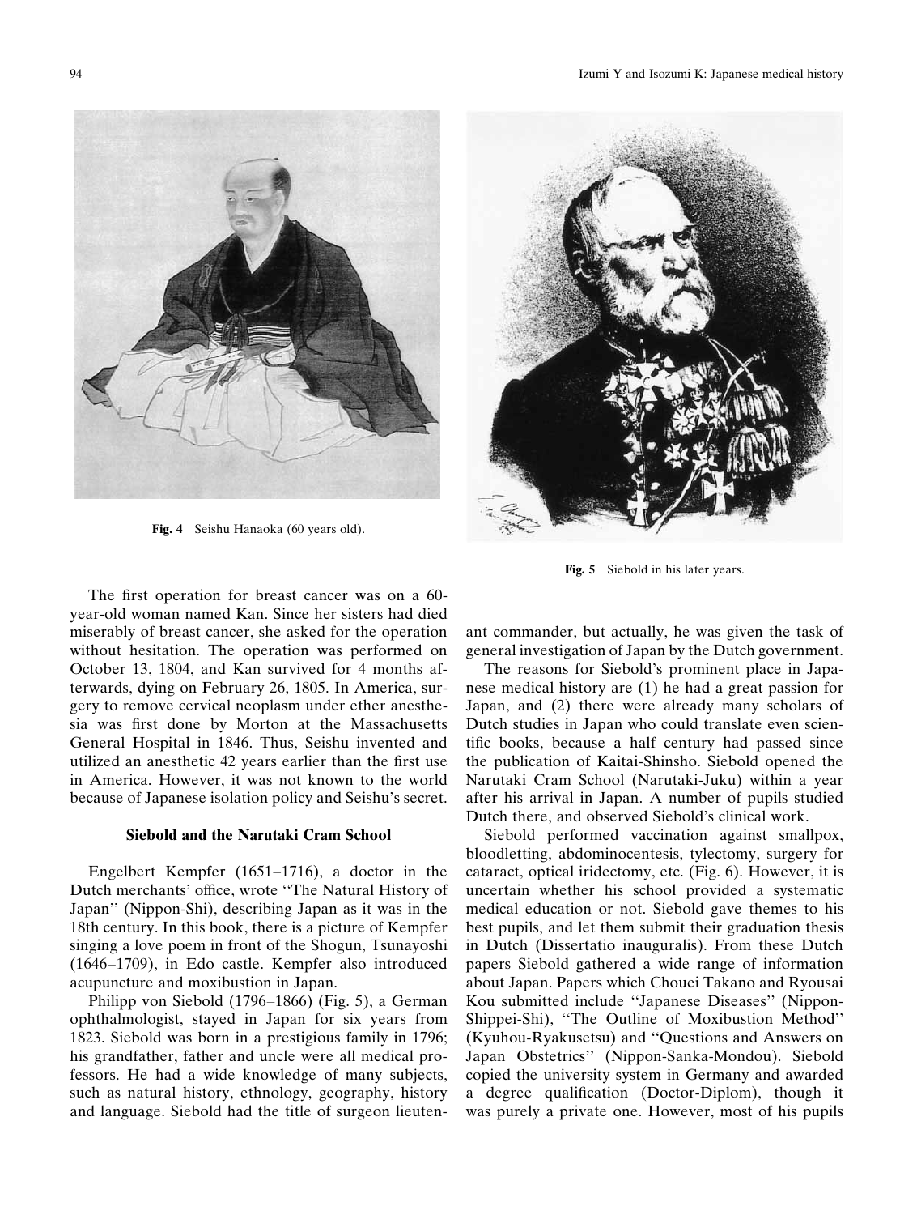Fig. 4 Seishu Hanaoka (60 years old).

Fig. 5 Siebold in his later years.

The first operation for breast cancer was on a 60-year-old woman named Kan. Since her sisters had died miserably of breast cancer, she asked for the operation without hesitation. The operation was performed on October 13, 1804, and Kan survived for 4 months afterwards, dying on February 26, 1805. In America, surgery to remove cervical neoplasm under ether anesthesia was first done by Morton at the Massachusetts General Hospital in 1846. Thus, Seishu invented and utilized an anesthetic 42 years earlier than the first use in America. However, it was not known to the world because of Japanese isolation policy and Seishu's secret.

## Siebold and the Narutaki Cram School

Engelbert Kempfer (1651–1716), a doctor in the Dutch merchants' office, wrote "The Natural History of Japan" (Nippon-Shi), describing Japan as it was in the 18th century. In this book, there is a picture of Kempfer singing a love poem in front of the Shogun, Tsunayoshi (1646–1709), in Edo castle. Kempfer also introduced acupuncture and moxibustion in Japan.

Philipp von Siebold (1796–1866) (Fig. 5), a German ophthalmologist, stayed in Japan for six years from 1823. Siebold was born in a prestigious family in 1796; his grandfather, father and uncle were all medical professors. He had a wide knowledge of many subjects, such as natural history, ethnology, geography, history and language. Siebold had the title of surgeon lieutenant commander, but actually, he was given the task of general investigation of Japan by the Dutch government.

The reasons for Siebold's prominent place in Japanese medical history are (1) he had a great passion for Japan, and (2) there were already many scholars of Dutch studies in Japan who could translate even scientific books, because a half century had passed since the publication of Kaitai-Shinsho. Siebold opened the Narutaki Cram School (Narutaki-Juku) within a year after his arrival in Japan. A number of pupils studied Dutch there, and observed Siebold's clinical work.

Siebold performed vaccination against smallpox, bloodletting, abdominocentesis, tylectomy, surgery for cataract, optical iridectomy, etc. (Fig. 6). However, it is uncertain whether his school provided a systematic medical education or not. Siebold gave themes to his best pupils, and let them submit their graduation thesis in Dutch (Dissertatio inauguralis). From these Dutch papers Siebold gathered a wide range of information about Japan. Papers which Chouei Takano and Ryousai Kou submitted include "Japanese Diseases" (Nippon-Shippei-Shi), "The Outline of Moxibustion Method" (Kyuhou-Ryakusetsu) and "Questions and Answers on Japan Obstetrics" (Nippon-Sanka-Mondou). Siebold copied the university system in Germany and awarded a degree qualification (Doctor-Diplom), though it was purely a private one. However, most of his pupils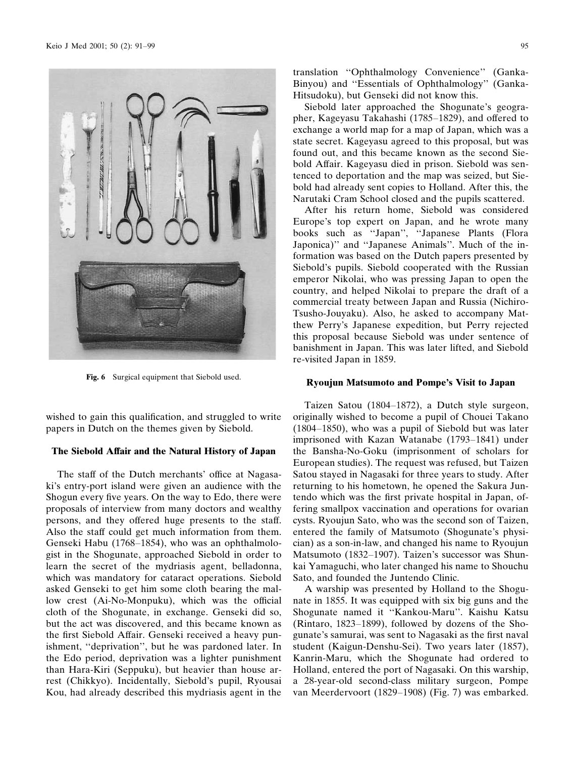Fig. 6 Surgical equipment that Siebold used.

wished to gain this qualification, and struggled to write papers in Dutch on the themes given by Siebold.

### The Siebold Affair and the Natural History of Japan

The staff of the Dutch merchants' office at Nagasaki's entry-port island were given an audience with the Shogun every five years. On the way to Edo, there were proposals of interview from many doctors and wealthy persons, and they offered huge presents to the staff. Also the staff could get much information from them. Genseki Habu (1768–1854), who was an ophthalmologist in the Shogunate, approached Siebold in order to learn the secret of the mydriasis agent, belladonna, which was mandatory for cataract operations. Siebold asked Genseki to get him some cloth bearing the mallow crest (Ai-No-Monpuku), which was the official cloth of the Shogunate, in exchange. Genseki did so, but the act was discovered, and this became known as the first Siebold Affair. Genseki received a heavy punishment, ''deprivation'', but he was pardoned later. In the Edo period, deprivation was a lighter punishment than Hara-Kiri (Seppuku), but heavier than house arrest (Chikkyo). Incidentally, Siebold's pupil, Ryousai Kou, had already described this mydriasis agent in the translation ''Ophthalmology Convenience'' (Ganka-Binyou) and ''Essentials of Ophthalmology'' (Ganka-Hitsudoku), but Genseki did not know this.

Siebold later approached the Shogunate's geographer, Kageyasu Takahashi (1785–1829), and offered to exchange a world map for a map of Japan, which was a state secret. Kageyasu agreed to this proposal, but was found out, and this became known as the second Siebold Affair. Kageyasu died in prison. Siebold was sentenced to deportation and the map was seized, but Siebold had already sent copies to Holland. After this, the Narutaki Cram School closed and the pupils scattered.

After his return home, Siebold was considered Europe's top expert on Japan, and he wrote many books such as ''Japan'', ''Japanese Plants (Flora Japonica)'' and ''Japanese Animals''. Much of the information was based on the Dutch papers presented by Siebold's pupils. Siebold cooperated with the Russian emperor Nikolai, who was pressing Japan to open the country, and helped Nikolai to prepare the draft of a commercial treaty between Japan and Russia (Nichiro-Tsusho-Jouyaku). Also, he asked to accompany Matthew Perry's Japanese expedition, but Perry rejected this proposal because Siebold was under sentence of banishment in Japan. This was later lifted, and Siebold re-visited Japan in 1859.

### Ryoujun Matsumoto and Pompe's Visit to Japan

Taizen Satou (1804–1872), a Dutch style surgeon, originally wished to become a pupil of Chouei Takano (1804–1850), who was a pupil of Siebold but was later imprisoned with Kazan Watanabe (1793–1841) under the Bansha-No-Goku (imprisonment of scholars for European studies). The request was refused, but Taizen Satou stayed in Nagasaki for three years to study. After returning to his hometown, he opened the Sakura Juntendo which was the first private hospital in Japan, offering smallpox vaccination and operations for ovarian cysts. Ryoujun Sato, who was the second son of Taizen, entered the family of Matsumoto (Shogunate's physician) as a son-in-law, and changed his name to Ryoujun Matsumoto (1832–1907). Taizen's successor was Shunkai Yamaguchi, who later changed his name to Shouchu Sato, and founded the Juntendo Clinic.

A warship was presented by Holland to the Shogunate in 1855. It was equipped with six big guns and the Shogunate named it ''Kankou-Maru''. Kaishu Katsu (Rintaro, 1823–1899), followed by dozens of the Shogunate's samurai, was sent to Nagasaki as the first naval student (Kaigun-Denshu-Sei). Two years later (1857), Kanrin-Maru, which the Shogunate had ordered to Holland, entered the port of Nagasaki. On this warship, a 28-year-old second-class military surgeon, Pompe van Meerdervoort (1829–1908) (Fig. 7) was embarked.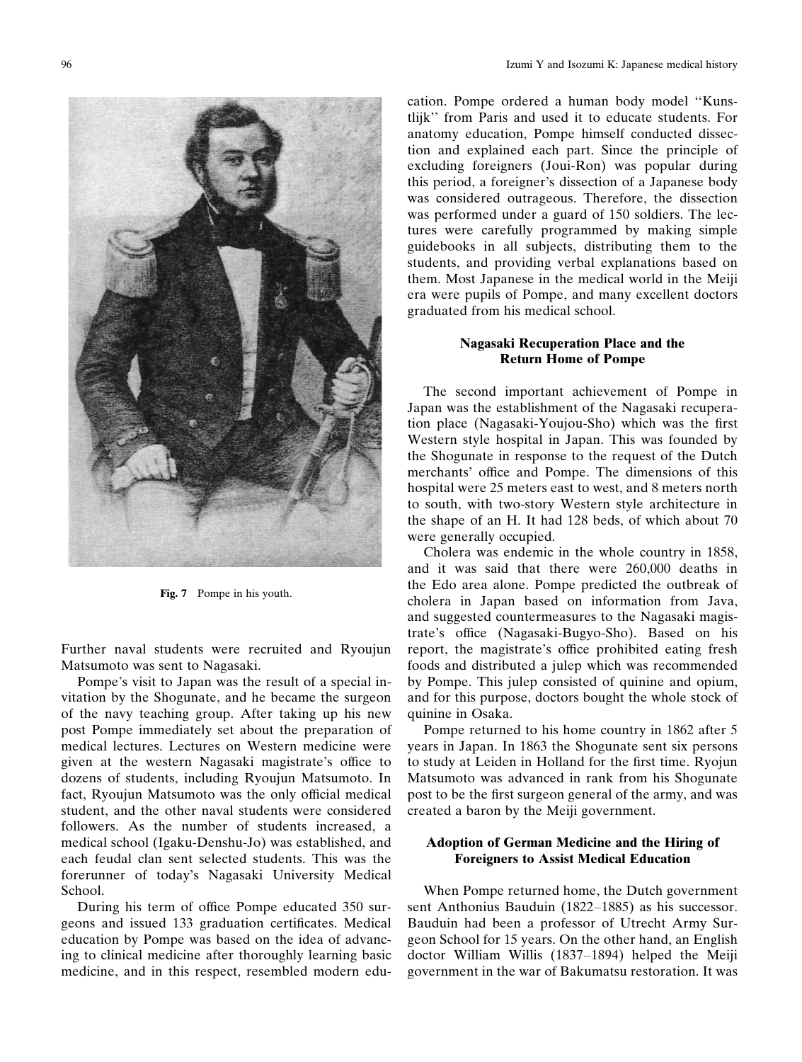Fig. 7 Pompe in his youth.

Further naval students were recruited and Ryoujun Matsumoto was sent to Nagasaki.

Pompe's visit to Japan was the result of a special invitation by the Shogunate, and he became the surgeon of the navy teaching group. After taking up his new post Pompe immediately set about the preparation of medical lectures. Lectures on Western medicine were given at the western Nagasaki magistrate's office to dozens of students, including Ryoujun Matsumoto. In fact, Ryoujun Matsumoto was the only official medical student, and the other naval students were considered followers. As the number of students increased, a medical school (Igaku-Denshu-Jo) was established, and each feudal clan sent selected students. This was the forerunner of today's Nagasaki University Medical School.

During his term of office Pompe educated 350 surgeons and issued 133 graduation certificates. Medical education by Pompe was based on the idea of advancing to clinical medicine after thoroughly learning basic medicine, and in this respect, resembled modern education. Pompe ordered a human body model ''Kunstlijk'' from Paris and used it to educate students. For anatomy education, Pompe himself conducted dissection and explained each part. Since the principle of excluding foreigners (Joui-Ron) was popular during this period, a foreigner's dissection of a Japanese body was considered outrageous. Therefore, the dissection was performed under a guard of 150 soldiers. The lectures were carefully programmed by making simple guidebooks in all subjects, distributing them to the students, and providing verbal explanations based on them. Most Japanese in the medical world in the Meiji era were pupils of Pompe, and many excellent doctors graduated from his medical school.

## Nagasaki Recuperation Place and the Return Home of Pompe

The second important achievement of Pompe in Japan was the establishment of the Nagasaki recuperation place (Nagasaki-Youjou-Sho) which was the first Western style hospital in Japan. This was founded by the Shogunate in response to the request of the Dutch merchants' office and Pompe. The dimensions of this hospital were 25 meters east to west, and 8 meters north to south, with two-story Western style architecture in the shape of an H. It had 128 beds, of which about 70 were generally occupied.

Cholera was endemic in the whole country in 1858, and it was said that there were 260,000 deaths in the Edo area alone. Pompe predicted the outbreak of cholera in Japan based on information from Java, and suggested countermeasures to the Nagasaki magistrate's office (Nagasaki-Bugyo-Sho). Based on his report, the magistrate's office prohibited eating fresh foods and distributed a julep which was recommended by Pompe. This julep consisted of quinine and opium, and for this purpose, doctors bought the whole stock of quinine in Osaka.

Pompe returned to his home country in 1862 after 5 years in Japan. In 1863 the Shogunate sent six persons to study at Leiden in Holland for the first time. Ryojun Matsumoto was advanced in rank from his Shogunate post to be the first surgeon general of the army, and was created a baron by the Meiji government.

## Adoption of German Medicine and the Hiring of Foreigners to Assist Medical Education

When Pompe returned home, the Dutch government sent Anthonius Bauduin (1822–1885) as his successor. Bauduin had been a professor of Utrecht Army Surgeon School for 15 years. On the other hand, an English doctor William Willis (1837–1894) helped the Meiji government in the war of Bakumatsu restoration. It was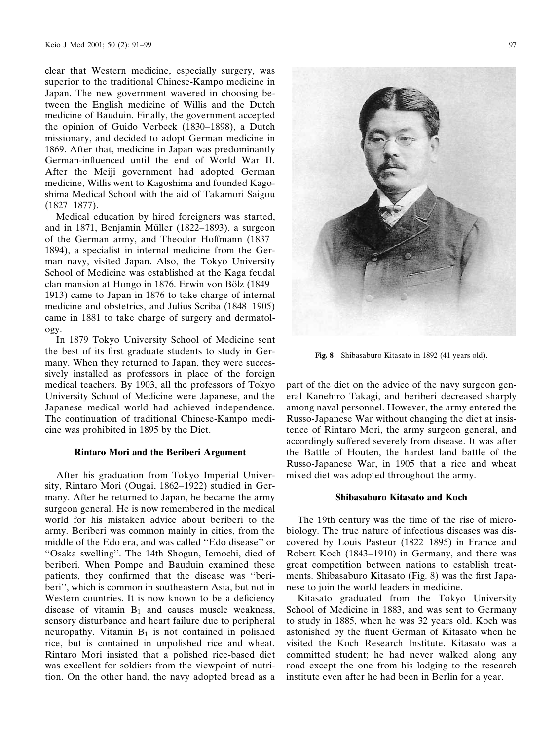clear that Western medicine, especially surgery, was superior to the traditional Chinese-Kampo medicine in Japan. The new government wavered in choosing between the English medicine of Willis and the Dutch medicine of Bauduin. Finally, the government accepted the opinion of Guido Verbeck (1830–1898), a Dutch missionary, and decided to adopt German medicine in 1869. After that, medicine in Japan was predominantly German-influenced until the end of World War II. After the Meiji government had adopted German medicine, Willis went to Kagoshima and founded Kagoshima Medical School with the aid of Takamori Saigou (1827–1877).

Medical education by hired foreigners was started, and in 1871, Benjamin Müller (1822–1893), a surgeon of the German army, and Theodor Hoffmann (1837–1894), a specialist in internal medicine from the German navy, visited Japan. Also, the Tokyo University School of Medicine was established at the Kaga feudal clan mansion at Hongo in 1876. Erwin von Bölz (1849–1913) came to Japan in 1876 to take charge of internal medicine and obstetrics, and Julius Scriba (1848–1905) came in 1881 to take charge of surgery and dermatology.

In 1879 Tokyo University School of Medicine sent the best of its first graduate students to study in Germany. When they returned to Japan, they were successively installed as professors in place of the foreign medical teachers. By 1903, all the professors of Tokyo University School of Medicine were Japanese, and the Japanese medical world had achieved independence. The continuation of traditional Chinese-Kampo medicine was prohibited in 1895 by the Diet.

## Rintaro Mori and the Beriberi Argument

After his graduation from Tokyo Imperial University, Rintaro Mori (Ougai, 1862–1922) studied in Germany. After he returned to Japan, he became the army surgeon general. He is now remembered in the medical world for his mistaken advice about beriberi to the army. Beriberi was common mainly in cities, from the middle of the Edo era, and was called ''Edo disease'' or ''Osaka swelling''. The 14th Shogun, Iemochi, died of beriberi. When Pompe and Bauduin examined these patients, they confirmed that the disease was ''beriberi'', which is common in southeastern Asia, but not in Western countries. It is now known to be a deficiency disease of vitamin $B_1$ and causes muscle weakness, sensory disturbance and heart failure due to peripheral neuropathy. Vitamin $B_1$ is not contained in polished rice, but is contained in unpolished rice and wheat. Rintaro Mori insisted that a polished rice-based diet was excellent for soldiers from the viewpoint of nutrition. On the other hand, the navy adopted bread as a part of the diet on the advice of the navy surgeon general Kanehiro Takagi, and beriberi decreased sharply among naval personnel. However, the army entered the Russo-Japanese War without changing the diet at insistence of Rintaro Mori, the army surgeon general, and accordingly suffered severely from disease. It was after the Battle of Houten, the hardest land battle of the Russo-Japanese War, in 1905 that a rice and wheat mixed diet was adopted throughout the army.

Fig. 8 Shibasaburo Kitasato in 1892 (41 years old).

## Shibasaburo Kitasato and Koch

The 19th century was the time of the rise of microbiology. The true nature of infectious diseases was discovered by Louis Pasteur (1822–1895) in France and Robert Koch (1843–1910) in Germany, and there was great competition between nations to establish treatments. Shibasaburo Kitasato (Fig. 8) was the first Japanese to join the world leaders in medicine.

Kitasato graduated from the Tokyo University School of Medicine in 1883, and was sent to Germany to study in 1885, when he was 32 years old. Koch was astonished by the fluent German of Kitasato when he visited the Koch Research Institute. Kitasato was a committed student; he had never walked along any road except the one from his lodging to the research institute even after he had been in Berlin for a year.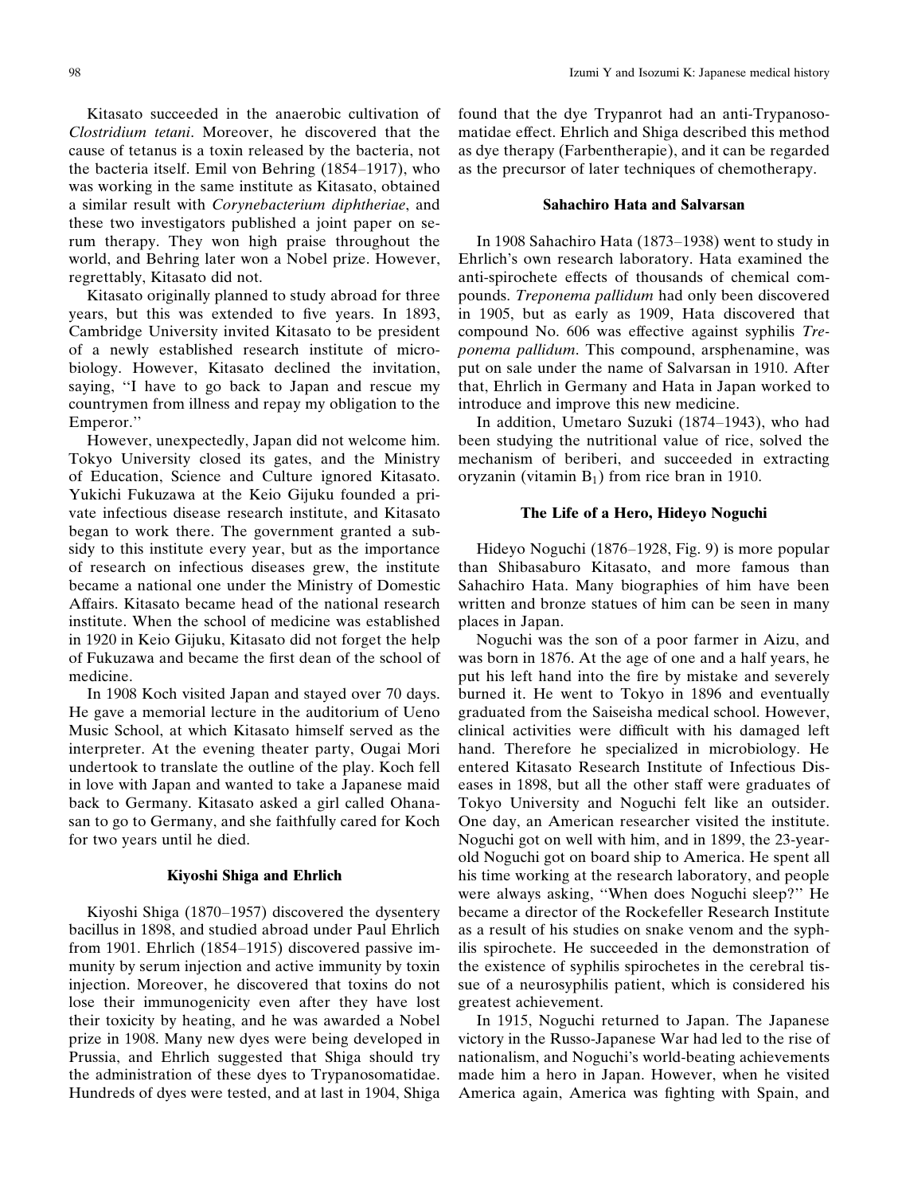Kitasato succeeded in the anaerobic cultivation of *Clostridium tetani*. Moreover, he discovered that the cause of tetanus is a toxin released by the bacteria, not the bacteria itself. Emil von Behring (1854–1917), who was working in the same institute as Kitasato, obtained a similar result with *Corynebacterium diphtheriae*, and these two investigators published a joint paper on serum therapy. They won high praise throughout the world, and Behring later won a Nobel prize. However, regrettably, Kitasato did not.

Kitasato originally planned to study abroad for three years, but this was extended to five years. In 1893, Cambridge University invited Kitasato to be president of a newly established research institute of microbiology. However, Kitasato declined the invitation, saying, "I have to go back to Japan and rescue my countrymen from illness and repay my obligation to the Emperor."

However, unexpectedly, Japan did not welcome him. Tokyo University closed its gates, and the Ministry of Education, Science and Culture ignored Kitasato. Yukichi Fukuzawa at the Keio Gijuku founded a private infectious disease research institute, and Kitasato began to work there. The government granted a subsidy to this institute every year, but as the importance of research on infectious diseases grew, the institute became a national one under the Ministry of Domestic Affairs. Kitasato became head of the national research institute. When the school of medicine was established in 1920 in Keio Gijuku, Kitasato did not forget the help of Fukuzawa and became the first dean of the school of medicine.

In 1908 Koch visited Japan and stayed over 70 days. He gave a memorial lecture in the auditorium of Ueno Music School, at which Kitasato himself served as the interpreter. At the evening theater party, Ougai Mori undertook to translate the outline of the play. Koch fell in love with Japan and wanted to take a Japanese maid back to Germany. Kitasato asked a girl called Ohana-san to go to Germany, and she faithfully cared for Koch for two years until he died.

### Kiyoshi Shiga and Ehrlich

Kiyoshi Shiga (1870–1957) discovered the dysentery bacillus in 1898, and studied abroad under Paul Ehrlich from 1901. Ehrlich (1854–1915) discovered passive immunity by serum injection and active immunity by toxin injection. Moreover, he discovered that toxins do not lose their immunogenicity even after they have lost their toxicity by heating, and he was awarded a Nobel prize in 1908. Many new dyes were being developed in Prussia, and Ehrlich suggested that Shiga should try the administration of these dyes to Trypanosomatidae. Hundreds of dyes were tested, and at last in 1904, Shiga found that the dye Trypanrot had an anti-Trypanosomatidae effect. Ehrlich and Shiga described this method as dye therapy (Farbentherapie), and it can be regarded as the precursor of later techniques of chemotherapy.

### Sahachiro Hata and Salvarsan

In 1908 Sahachiro Hata (1873–1938) went to study in Ehrlich's own research laboratory. Hata examined the anti-spirochete effects of thousands of chemical compounds. *Treponema pallidum* had only been discovered in 1905, but as early as 1909, Hata discovered that compound No. 606 was effective against syphilis *Treponema pallidum*. This compound, arsphenamine, was put on sale under the name of Salvarsan in 1910. After that, Ehrlich in Germany and Hata in Japan worked to introduce and improve this new medicine.

In addition, Umetaro Suzuki (1874–1943), who had been studying the nutritional value of rice, solved the mechanism of beriberi, and succeeded in extracting oryzanin (vitamin $B_1$) from rice bran in 1910.

### The Life of a Hero, Hideyo Noguchi

Hideyo Noguchi (1876–1928, Fig. 9) is more popular than Shibasaburo Kitasato, and more famous than Sahachiro Hata. Many biographies of him have been written and bronze statues of him can be seen in many places in Japan.

Noguchi was the son of a poor farmer in Aizu, and was born in 1876. At the age of one and a half years, he put his left hand into the fire by mistake and severely burned it. He went to Tokyo in 1896 and eventually graduated from the Saiseisha medical school. However, clinical activities were difficult with his damaged left hand. Therefore he specialized in microbiology. He entered Kitasato Research Institute of Infectious Diseases in 1898, but all the other staff were graduates of Tokyo University and Noguchi felt like an outsider. One day, an American researcher visited the institute. Noguchi got on well with him, and in 1899, the 23-year-old Noguchi got on board ship to America. He spent all his time working at the research laboratory, and people were always asking, "When does Noguchi sleep?" He became a director of the Rockefeller Research Institute as a result of his studies on snake venom and the syphilis spirochete. He succeeded in the demonstration of the existence of syphilis spirochetes in the cerebral tissue of a neurosyphilis patient, which is considered his greatest achievement.

In 1915, Noguchi returned to Japan. The Japanese victory in the Russo-Japanese War had led to the rise of nationalism, and Noguchi's world-beating achievements made him a hero in Japan. However, when he visited America again, America was fighting with Spain, and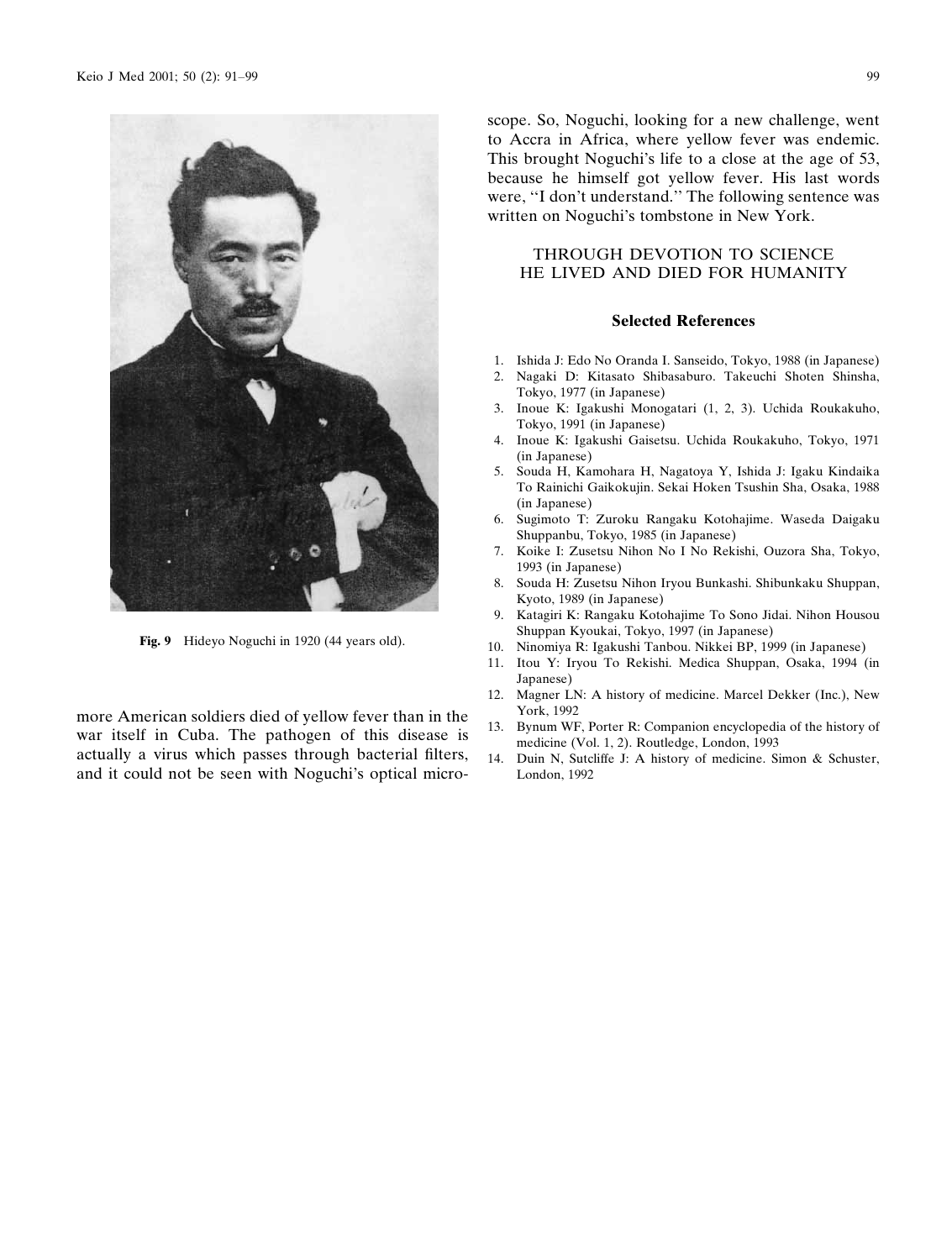Fig. 9 Hideyo Noguchi in 1920 (44 years old).

more American soldiers died of yellow fever than in the war itself in Cuba. The pathogen of this disease is actually a virus which passes through bacterial filters, and it could not be seen with Noguchi's optical microscope. So, Noguchi, looking for a new challenge, went to Accra in Africa, where yellow fever was endemic. This brought Noguchi's life to a close at the age of 53, because he himself got yellow fever. His last words were, "I don't understand." The following sentence was written on Noguchi's tombstone in New York.

THROUGH DEVOTION TO SCIENCE
HE LIVED AND DIED FOR HUMANITY

### Selected References

1. Ishida J: Edo No Oranda I. Sanseido, Tokyo, 1988 (in Japanese)
2. Nagaki D: Kitasato Shibasaburo. Takeuchi Shoten Shinsha, Tokyo, 1977 (in Japanese)
3. Inoue K: Igakushi Monogatari (1, 2, 3). Uchida Roukakuho, Tokyo, 1991 (in Japanese)
4. Inoue K: Igakushi Gaisetsu. Uchida Roukakuho, Tokyo, 1971 (in Japanese)
5. Souda H, Kamohara H, Nagatoya Y, Ishida J: Igaku Kindaika To Rainichi Gaikokujin. Sekai Hoken Tsushin Sha, Osaka, 1988 (in Japanese)
6. Sugimoto T: Zuroku Rangaku Kotohajime. Waseda Daigaku Shuppanbu, Tokyo, 1985 (in Japanese)
7. Koike I: Zusetsu Nihon No I No Rekishi, Ouzora Sha, Tokyo, 1993 (in Japanese)
8. Souda H: Zusetsu Nihon Iryou Bunkashi. Shibunkaku Shuppan, Kyoto, 1989 (in Japanese)
9. Katagiri K: Rangaku Kotohajime To Sono Jidai. Nihon Housou Shuppan Kyoukai, Tokyo, 1997 (in Japanese)
10. Ninomiya R: Igakushi Tanbou. Nikkei BP, 1999 (in Japanese)
11. Itou Y: Iryou To Rekishi. Medica Shuppan, Osaka, 1994 (in Japanese)
12. Magner LN: A history of medicine. Marcel Dekker (Inc.), New York, 1992
13. Bynum WF, Porter R: Companion encyclopedia of the history of medicine (Vol. 1, 2). Routledge, London, 1993
14. Duin N, Sutcliffe J: A history of medicine. Simon & Schuster, London, 1992